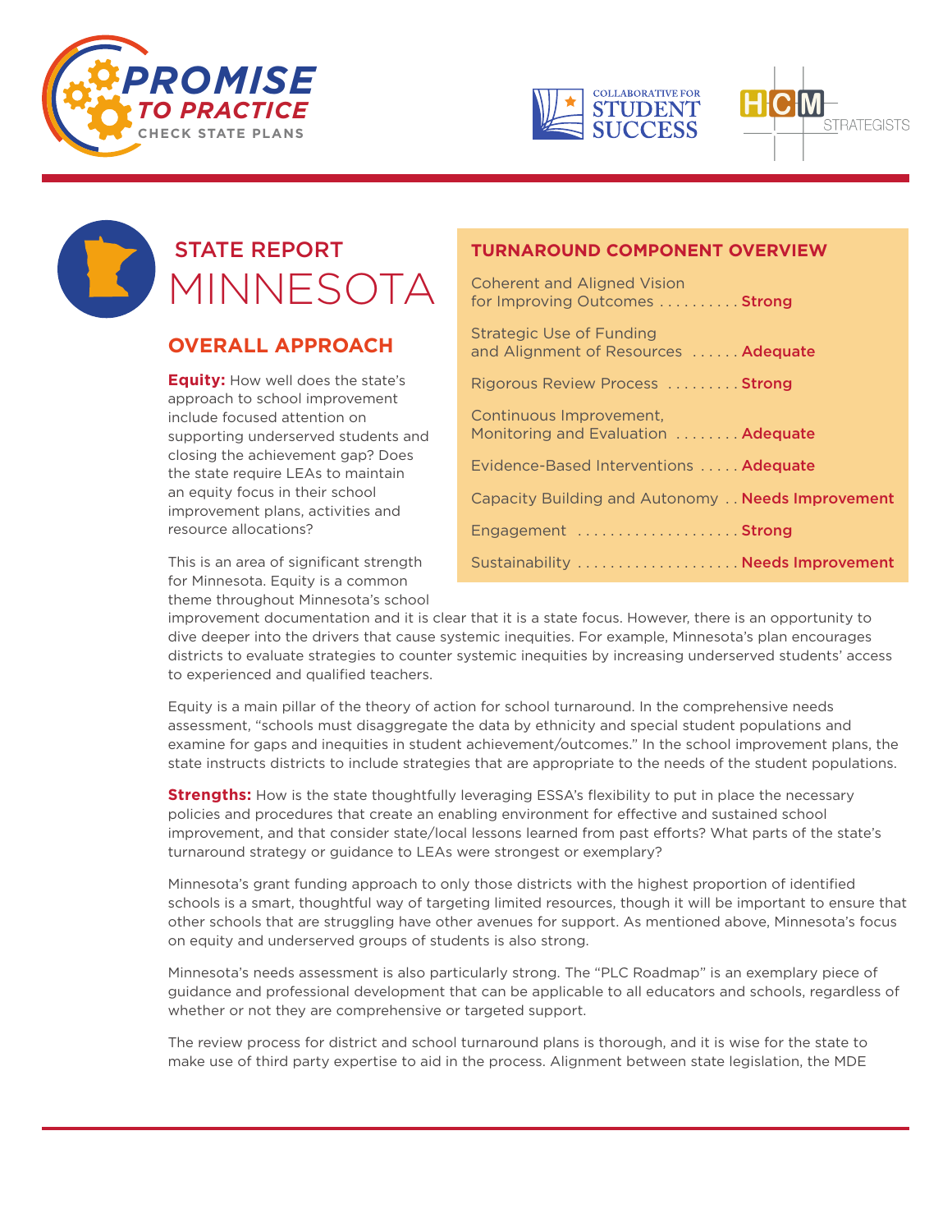# STATE REPORT
# MINNESOTA

## TURNAROUND COMPONENT OVERVIEW

| Component | Rating |
| --- | --- |
| Coherent and Aligned Vision for Improving Outcomes | Strong |
| Strategic Use of Funding and Alignment of Resources | Adequate |
| Rigorous Review Process | Strong |
| Continuous Improvement, Monitoring and Evaluation | Adequate |
| Evidence-Based Interventions | Adequate |
| Capacity Building and Autonomy | Needs Improvement |
| Engagement | Strong |
| Sustainability | Needs Improvement |

## OVERALL APPROACH

**Equity:** How well does the state's approach to school improvement include focused attention on supporting underserved students and closing the achievement gap? Does the state require LEAs to maintain an equity focus in their school improvement plans, activities and resource allocations?

This is an area of significant strength for Minnesota. Equity is a common theme throughout Minnesota's school improvement documentation and it is clear that it is a state focus. However, there is an opportunity to dive deeper into the drivers that cause systemic inequities. For example, Minnesota's plan encourages districts to evaluate strategies to counter systemic inequities by increasing underserved students' access to experienced and qualified teachers.

Equity is a main pillar of the theory of action for school turnaround. In the comprehensive needs assessment, "schools must disaggregate the data by ethnicity and special student populations and examine for gaps and inequities in student achievement/outcomes." In the school improvement plans, the state instructs districts to include strategies that are appropriate to the needs of the student populations.

**Strengths:** How is the state thoughtfully leveraging ESSA's flexibility to put in place the necessary policies and procedures that create an enabling environment for effective and sustained school improvement, and that consider state/local lessons learned from past efforts? What parts of the state's turnaround strategy or guidance to LEAs were strongest or exemplary?

Minnesota's grant funding approach to only those districts with the highest proportion of identified schools is a smart, thoughtful way of targeting limited resources, though it will be important to ensure that other schools that are struggling have other avenues for support. As mentioned above, Minnesota's focus on equity and underserved groups of students is also strong.

Minnesota's needs assessment is also particularly strong. The "PLC Roadmap" is an exemplary piece of guidance and professional development that can be applicable to all educators and schools, regardless of whether or not they are comprehensive or targeted support.

The review process for district and school turnaround plans is thorough, and it is wise for the state to make use of third party expertise to aid in the process. Alignment between state legislation, the MDE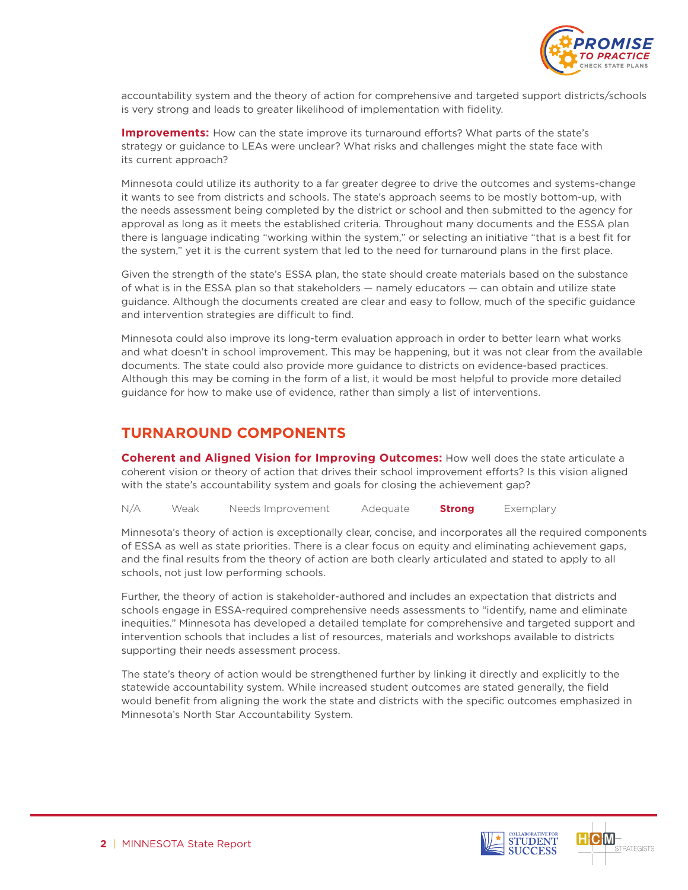accountability system and the theory of action for comprehensive and targeted support districts/schools is very strong and leads to greater likelihood of implementation with fidelity.

**Improvements:** How can the state improve its turnaround efforts? What parts of the state's strategy or guidance to LEAs were unclear? What risks and challenges might the state face with its current approach?

Minnesota could utilize its authority to a far greater degree to drive the outcomes and systems-change it wants to see from districts and schools. The state's approach seems to be mostly bottom-up, with the needs assessment being completed by the district or school and then submitted to the agency for approval as long as it meets the established criteria. Throughout many documents and the ESSA plan there is language indicating "working within the system," or selecting an initiative "that is a best fit for the system," yet it is the current system that led to the need for turnaround plans in the first place.

Given the strength of the state's ESSA plan, the state should create materials based on the substance of what is in the ESSA plan so that stakeholders — namely educators — can obtain and utilize state guidance. Although the documents created are clear and easy to follow, much of the specific guidance and intervention strategies are difficult to find.

Minnesota could also improve its long-term evaluation approach in order to better learn what works and what doesn't in school improvement. This may be happening, but it was not clear from the available documents. The state could also provide more guidance to districts on evidence-based practices. Although this may be coming in the form of a list, it would be most helpful to provide more detailed guidance for how to make use of evidence, rather than simply a list of interventions.

## TURNAROUND COMPONENTS

**Coherent and Aligned Vision for Improving Outcomes:** How well does the state articulate a coherent vision or theory of action that drives their school improvement efforts? Is this vision aligned with the state's accountability system and goals for closing the achievement gap?

N/A Weak Needs Improvement Adequate **Strong** Exemplary

Minnesota's theory of action is exceptionally clear, concise, and incorporates all the required components of ESSA as well as state priorities. There is a clear focus on equity and eliminating achievement gaps, and the final results from the theory of action are both clearly articulated and stated to apply to all schools, not just low performing schools.

Further, the theory of action is stakeholder-authored and includes an expectation that districts and schools engage in ESSA-required comprehensive needs assessments to "identify, name and eliminate inequities." Minnesota has developed a detailed template for comprehensive and targeted support and intervention schools that includes a list of resources, materials and workshops available to districts supporting their needs assessment process.

The state's theory of action would be strengthened further by linking it directly and explicitly to the statewide accountability system. While increased student outcomes are stated generally, the field would benefit from aligning the work the state and districts with the specific outcomes emphasized in Minnesota's North Star Accountability System.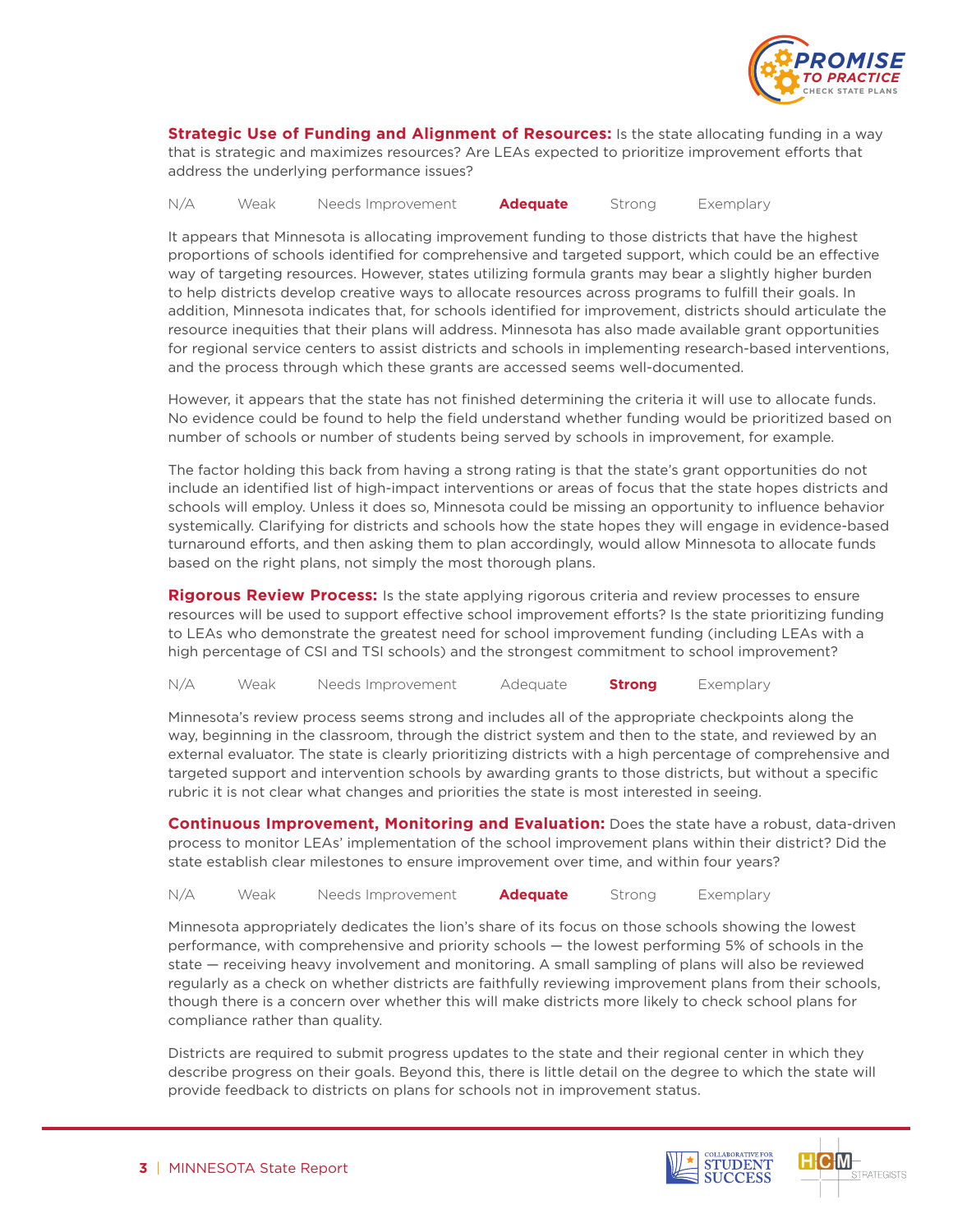**Strategic Use of Funding and Alignment of Resources:** Is the state allocating funding in a way that is strategic and maximizes resources? Are LEAs expected to prioritize improvement efforts that address the underlying performance issues?

N/A Weak Needs Improvement **Adequate** Strong Exemplary

It appears that Minnesota is allocating improvement funding to those districts that have the highest proportions of schools identified for comprehensive and targeted support, which could be an effective way of targeting resources. However, states utilizing formula grants may bear a slightly higher burden to help districts develop creative ways to allocate resources across programs to fulfill their goals. In addition, Minnesota indicates that, for schools identified for improvement, districts should articulate the resource inequities that their plans will address. Minnesota has also made available grant opportunities for regional service centers to assist districts and schools in implementing research-based interventions, and the process through which these grants are accessed seems well-documented.

However, it appears that the state has not finished determining the criteria it will use to allocate funds. No evidence could be found to help the field understand whether funding would be prioritized based on number of schools or number of students being served by schools in improvement, for example.

The factor holding this back from having a strong rating is that the state's grant opportunities do not include an identified list of high-impact interventions or areas of focus that the state hopes districts and schools will employ. Unless it does so, Minnesota could be missing an opportunity to influence behavior systemically. Clarifying for districts and schools how the state hopes they will engage in evidence-based turnaround efforts, and then asking them to plan accordingly, would allow Minnesota to allocate funds based on the right plans, not simply the most thorough plans.

**Rigorous Review Process:** Is the state applying rigorous criteria and review processes to ensure resources will be used to support effective school improvement efforts? Is the state prioritizing funding to LEAs who demonstrate the greatest need for school improvement funding (including LEAs with a high percentage of CSI and TSI schools) and the strongest commitment to school improvement?

N/A Weak Needs Improvement Adequate **Strong** Exemplary

Minnesota's review process seems strong and includes all of the appropriate checkpoints along the way, beginning in the classroom, through the district system and then to the state, and reviewed by an external evaluator. The state is clearly prioritizing districts with a high percentage of comprehensive and targeted support and intervention schools by awarding grants to those districts, but without a specific rubric it is not clear what changes and priorities the state is most interested in seeing.

**Continuous Improvement, Monitoring and Evaluation:** Does the state have a robust, data-driven process to monitor LEAs' implementation of the school improvement plans within their district? Did the state establish clear milestones to ensure improvement over time, and within four years?

N/A Weak Needs Improvement **Adequate** Strong Exemplary

Minnesota appropriately dedicates the lion's share of its focus on those schools showing the lowest performance, with comprehensive and priority schools — the lowest performing 5% of schools in the state — receiving heavy involvement and monitoring. A small sampling of plans will also be reviewed regularly as a check on whether districts are faithfully reviewing improvement plans from their schools, though there is a concern over whether this will make districts more likely to check school plans for compliance rather than quality.

Districts are required to submit progress updates to the state and their regional center in which they describe progress on their goals. Beyond this, there is little detail on the degree to which the state will provide feedback to districts on plans for schools not in improvement status.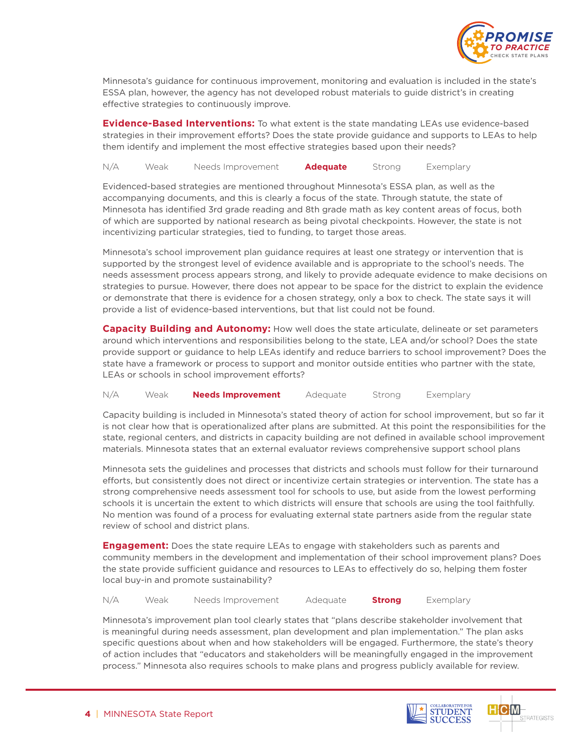Minnesota's guidance for continuous improvement, monitoring and evaluation is included in the state's ESSA plan, however, the agency has not developed robust materials to guide district's in creating effective strategies to continuously improve.

**Evidence-Based Interventions:** To what extent is the state mandating LEAs use evidence-based strategies in their improvement efforts? Does the state provide guidance and supports to LEAs to help them identify and implement the most effective strategies based upon their needs?

N/A Weak Needs Improvement **Adequate** Strong Exemplary

Evidenced-based strategies are mentioned throughout Minnesota's ESSA plan, as well as the accompanying documents, and this is clearly a focus of the state. Through statute, the state of Minnesota has identified 3rd grade reading and 8th grade math as key content areas of focus, both of which are supported by national research as being pivotal checkpoints. However, the state is not incentivizing particular strategies, tied to funding, to target those areas.

Minnesota's school improvement plan guidance requires at least one strategy or intervention that is supported by the strongest level of evidence available and is appropriate to the school's needs. The needs assessment process appears strong, and likely to provide adequate evidence to make decisions on strategies to pursue. However, there does not appear to be space for the district to explain the evidence or demonstrate that there is evidence for a chosen strategy, only a box to check. The state says it will provide a list of evidence-based interventions, but that list could not be found.

**Capacity Building and Autonomy:** How well does the state articulate, delineate or set parameters around which interventions and responsibilities belong to the state, LEA and/or school? Does the state provide support or guidance to help LEAs identify and reduce barriers to school improvement? Does the state have a framework or process to support and monitor outside entities who partner with the state, LEAs or schools in school improvement efforts?

N/A Weak **Needs Improvement** Adequate Strong Exemplary

Capacity building is included in Minnesota's stated theory of action for school improvement, but so far it is not clear how that is operationalized after plans are submitted. At this point the responsibilities for the state, regional centers, and districts in capacity building are not defined in available school improvement materials. Minnesota states that an external evaluator reviews comprehensive support school plans

Minnesota sets the guidelines and processes that districts and schools must follow for their turnaround efforts, but consistently does not direct or incentivize certain strategies or intervention. The state has a strong comprehensive needs assessment tool for schools to use, but aside from the lowest performing schools it is uncertain the extent to which districts will ensure that schools are using the tool faithfully. No mention was found of a process for evaluating external state partners aside from the regular state review of school and district plans.

**Engagement:** Does the state require LEAs to engage with stakeholders such as parents and community members in the development and implementation of their school improvement plans? Does the state provide sufficient guidance and resources to LEAs to effectively do so, helping them foster local buy-in and promote sustainability?

N/A Weak Needs Improvement Adequate **Strong** Exemplary

Minnesota's improvement plan tool clearly states that "plans describe stakeholder involvement that is meaningful during needs assessment, plan development and plan implementation." The plan asks specific questions about when and how stakeholders will be engaged. Furthermore, the state's theory of action includes that "educators and stakeholders will be meaningfully engaged in the improvement process." Minnesota also requires schools to make plans and progress publicly available for review.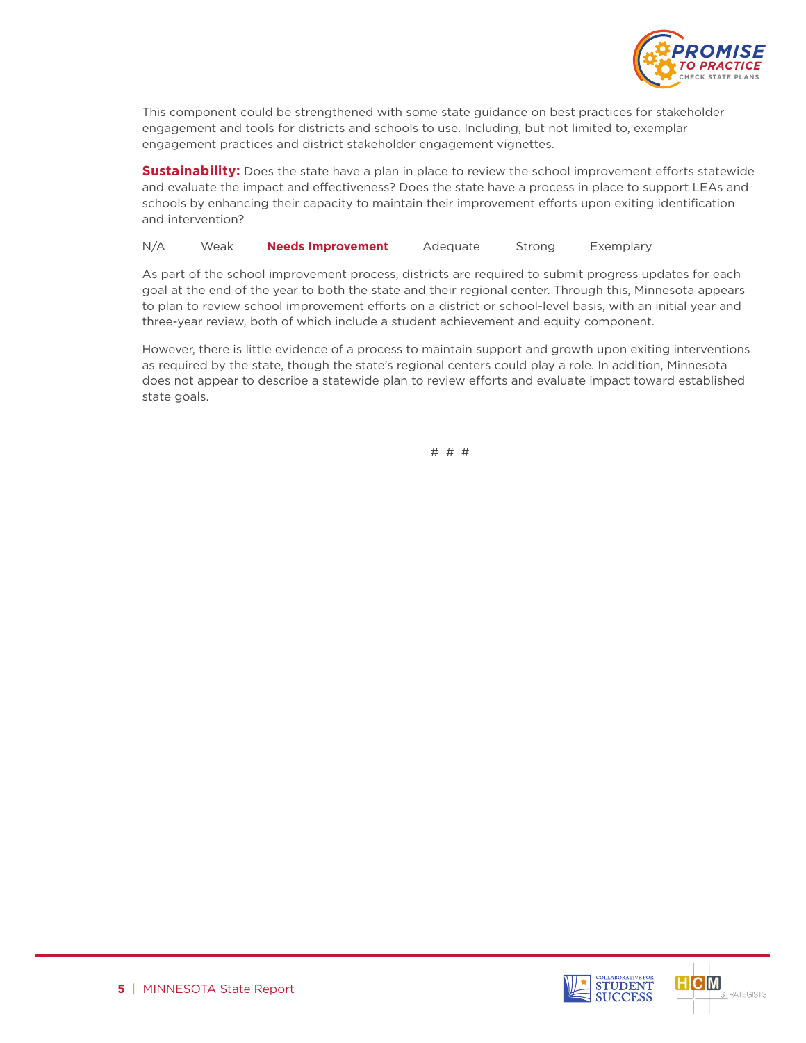This component could be strengthened with some state guidance on best practices for stakeholder engagement and tools for districts and schools to use. Including, but not limited to, exemplar engagement practices and district stakeholder engagement vignettes.

**Sustainability:** Does the state have a plan in place to review the school improvement efforts statewide and evaluate the impact and effectiveness? Does the state have a process in place to support LEAs and schools by enhancing their capacity to maintain their improvement efforts upon exiting identification and intervention?

N/A    Weak    **Needs Improvement**    Adequate    Strong    Exemplary

As part of the school improvement process, districts are required to submit progress updates for each goal at the end of the year to both the state and their regional center. Through this, Minnesota appears to plan to review school improvement efforts on a district or school-level basis, with an initial year and three-year review, both of which include a student achievement and equity component.

However, there is little evidence of a process to maintain support and growth upon exiting interventions as required by the state, though the state's regional centers could play a role. In addition, Minnesota does not appear to describe a statewide plan to review efforts and evaluate impact toward established state goals.

# # #